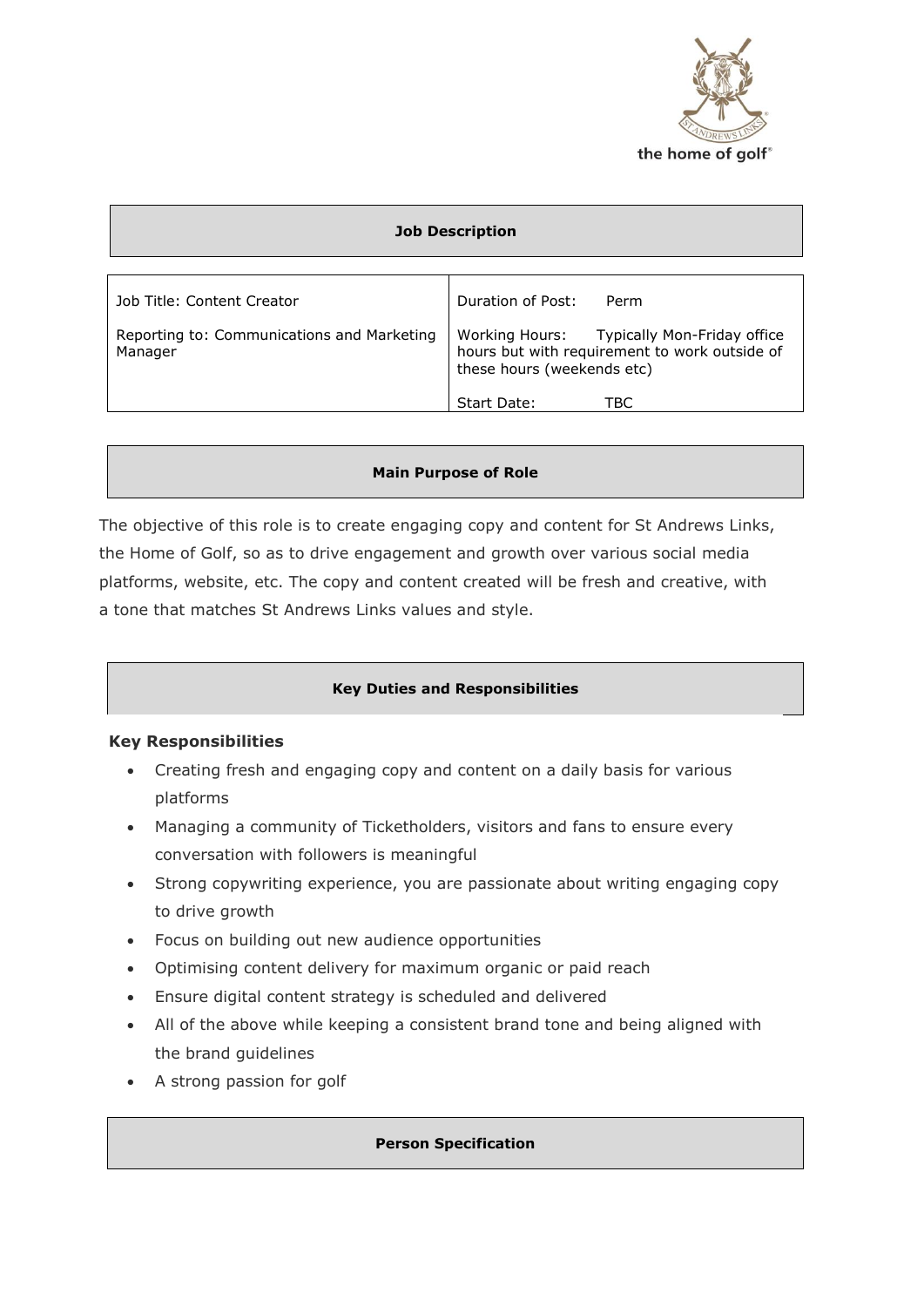the home of golf®

## Job Description

| Job Title: Content Creator | Duration of Post: Perm |
|---|---|
| Reporting to: Communications and Marketing Manager | Working Hours: Typically Mon-Friday office hours but with requirement to work outside of these hours (weekends etc) |
| | Start Date: TBC |

## Main Purpose of Role

The objective of this role is to create engaging copy and content for St Andrews Links, the Home of Golf, so as to drive engagement and growth over various social media platforms, website, etc. The copy and content created will be fresh and creative, with a tone that matches St Andrews Links values and style.

## Key Duties and Responsibilities

### Key Responsibilities

- Creating fresh and engaging copy and content on a daily basis for various platforms
- Managing a community of Ticketholders, visitors and fans to ensure every conversation with followers is meaningful
- Strong copywriting experience, you are passionate about writing engaging copy to drive growth
- Focus on building out new audience opportunities
- Optimising content delivery for maximum organic or paid reach
- Ensure digital content strategy is scheduled and delivered
- All of the above while keeping a consistent brand tone and being aligned with the brand guidelines
- A strong passion for golf

## Person Specification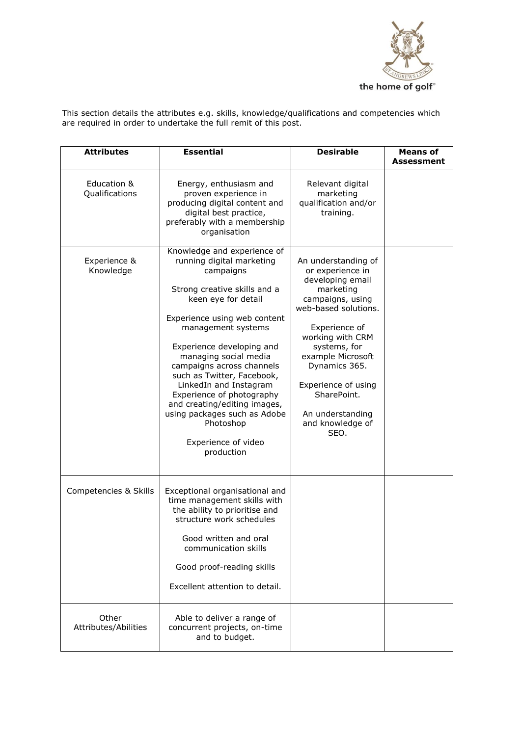This section details the attributes e.g. skills, knowledge/qualifications and competencies which are required in order to undertake the full remit of this post.

| Attributes | Essential | Desirable | Means of Assessment |
|---|---|---|---|
| Education & Qualifications | Energy, enthusiasm and proven experience in producing digital content and digital best practice, preferably with a membership organisation | Relevant digital marketing qualification and/or training. | |
| Experience & Knowledge | Knowledge and experience of running digital marketing campaigns<br><br>Strong creative skills and a keen eye for detail<br><br>Experience using web content management systems<br><br>Experience developing and managing social media campaigns across channels such as Twitter, Facebook, LinkedIn and Instagram<br>Experience of photography and creating/editing images, using packages such as Adobe Photoshop<br><br>Experience of video production | An understanding of or experience in developing email marketing campaigns, using web-based solutions.<br><br>Experience of working with CRM systems, for example Microsoft Dynamics 365.<br><br>Experience of using SharePoint.<br><br>An understanding and knowledge of SEO. | |
| Competencies & Skills | Exceptional organisational and time management skills with the ability to prioritise and structure work schedules<br><br>Good written and oral communication skills<br><br>Good proof-reading skills<br><br>Excellent attention to detail. | | |
| Other Attributes/Abilities | Able to deliver a range of concurrent projects, on-time and to budget. | | |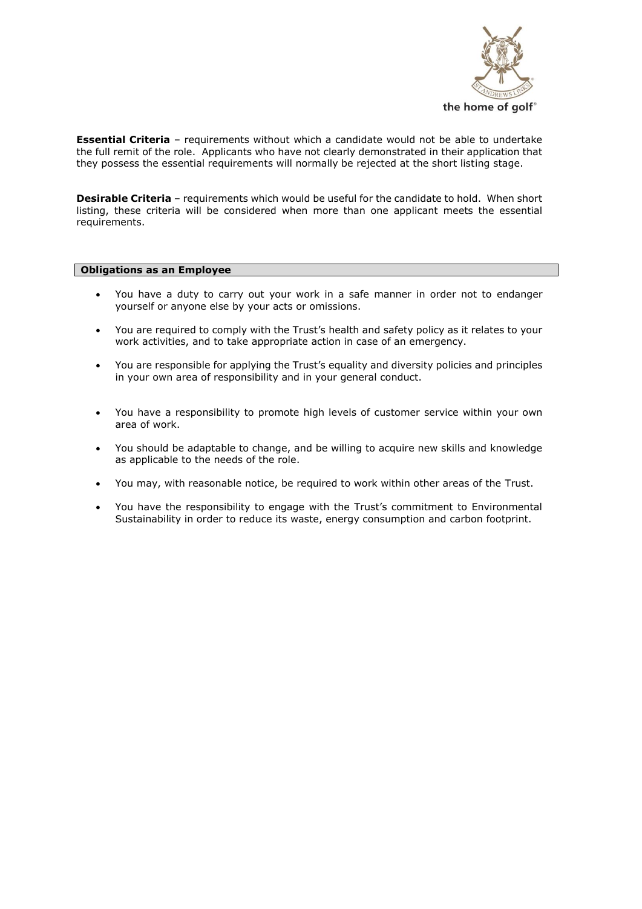**Essential Criteria** – requirements without which a candidate would not be able to undertake the full remit of the role. Applicants who have not clearly demonstrated in their application that they possess the essential requirements will normally be rejected at the short listing stage.

**Desirable Criteria** – requirements which would be useful for the candidate to hold. When short listing, these criteria will be considered when more than one applicant meets the essential requirements.

## Obligations as an Employee

- You have a duty to carry out your work in a safe manner in order not to endanger yourself or anyone else by your acts or omissions.
- You are required to comply with the Trust's health and safety policy as it relates to your work activities, and to take appropriate action in case of an emergency.
- You are responsible for applying the Trust's equality and diversity policies and principles in your own area of responsibility and in your general conduct.
- You have a responsibility to promote high levels of customer service within your own area of work.
- You should be adaptable to change, and be willing to acquire new skills and knowledge as applicable to the needs of the role.
- You may, with reasonable notice, be required to work within other areas of the Trust.
- You have the responsibility to engage with the Trust's commitment to Environmental Sustainability in order to reduce its waste, energy consumption and carbon footprint.